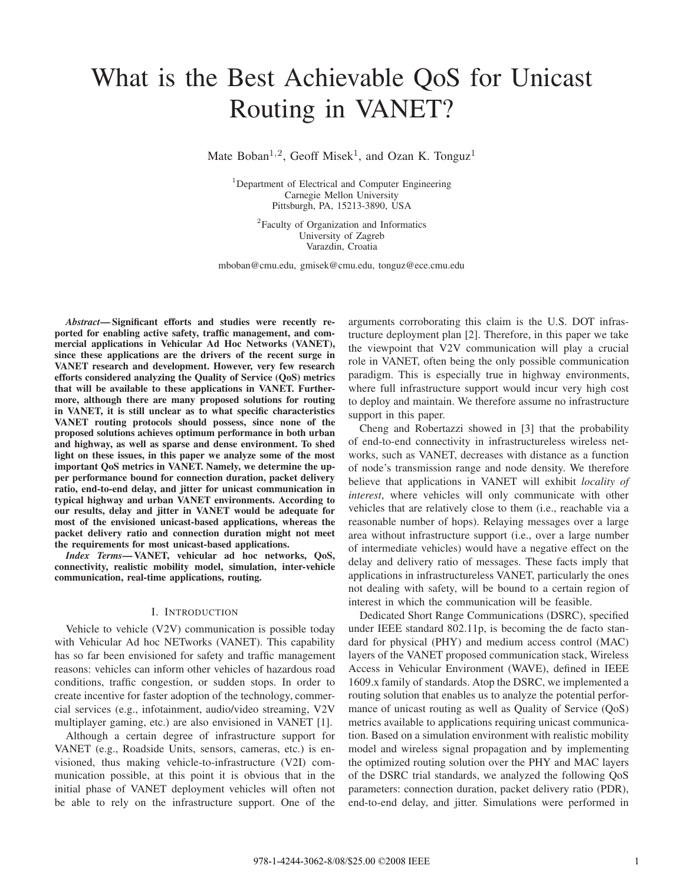# What is the Best Achievable QoS for Unicast Routing in VANET?

Mate Boban[1,2], Geoff Misek[1], and Ozan K. Tonguz[1]

[1]Department of Electrical and Computer Engineering
Carnegie Mellon University
Pittsburgh, PA, 15213-3890, USA

[2]Faculty of Organization and Informatics
University of Zagreb
Varazdin, Croatia

mboban@cmu.edu, gmisek@cmu.edu, tonguz@ece.cmu.edu

***Abstract*— Significant efforts and studies were recently reported for enabling active safety, traffic management, and commercial applications in Vehicular Ad Hoc Networks (VANET), since these applications are the drivers of the recent surge in VANET research and development. However, very few research efforts considered analyzing the Quality of Service (QoS) metrics that will be available to these applications in VANET. Furthermore, although there are many proposed solutions for routing in VANET, it is still unclear as to what specific characteristics VANET routing protocols should possess, since none of the proposed solutions achieves optimum performance in both urban and highway, as well as sparse and dense environment. To shed light on these issues, in this paper we analyze some of the most important QoS metrics in VANET. Namely, we determine the upper performance bound for connection duration, packet delivery ratio, end-to-end delay, and jitter for unicast communication in typical highway and urban VANET environments. According to our results, delay and jitter in VANET would be adequate for most of the envisioned unicast-based applications, whereas the packet delivery ratio and connection duration might not meet the requirements for most unicast-based applications.**

***Index Terms*— VANET, vehicular ad hoc networks, QoS, connectivity, realistic mobility model, simulation, inter-vehicle communication, real-time applications, routing.**

## I. Introduction

Vehicle to vehicle (V2V) communication is possible today with Vehicular Ad hoc NETworks (VANET). This capability has so far been envisioned for safety and traffic management reasons: vehicles can inform other vehicles of hazardous road conditions, traffic congestion, or sudden stops. In order to create incentive for faster adoption of the technology, commercial services (e.g., infotainment, audio/video streaming, V2V multiplayer gaming, etc.) are also envisioned in VANET [1].

Although a certain degree of infrastructure support for VANET (e.g., Roadside Units, sensors, cameras, etc.) is envisioned, thus making vehicle-to-infrastructure (V2I) communication possible, at this point it is obvious that in the initial phase of VANET deployment vehicles will often not be able to rely on the infrastructure support. One of the arguments corroborating this claim is the U.S. DOT infrastructure deployment plan [2]. Therefore, in this paper we take the viewpoint that V2V communication will play a crucial role in VANET, often being the only possible communication paradigm. This is especially true in highway environments, where full infrastructure support would incur very high cost to deploy and maintain. We therefore assume no infrastructure support in this paper.

Cheng and Robertazzi showed in [3] that the probability of end-to-end connectivity in infrastructureless wireless networks, such as VANET, decreases with distance as a function of node's transmission range and node density. We therefore believe that applications in VANET will exhibit *locality of interest*, where vehicles will only communicate with other vehicles that are relatively close to them (i.e., reachable via a reasonable number of hops). Relaying messages over a large area without infrastructure support (i.e., over a large number of intermediate vehicles) would have a negative effect on the delay and delivery ratio of messages. These facts imply that applications in infrastructureless VANET, particularly the ones not dealing with safety, will be bound to a certain region of interest in which the communication will be feasible.

Dedicated Short Range Communications (DSRC), specified under IEEE standard 802.11p, is becoming the de facto standard for physical (PHY) and medium access control (MAC) layers of the VANET proposed communication stack, Wireless Access in Vehicular Environment (WAVE), defined in IEEE 1609.x family of standards. Atop the DSRC, we implemented a routing solution that enables us to analyze the potential performance of unicast routing as well as Quality of Service (QoS) metrics available to applications requiring unicast communication. Based on a simulation environment with realistic mobility model and wireless signal propagation and by implementing the optimized routing solution over the PHY and MAC layers of the DSRC trial standards, we analyzed the following QoS parameters: connection duration, packet delivery ratio (PDR), end-to-end delay, and jitter. Simulations were performed in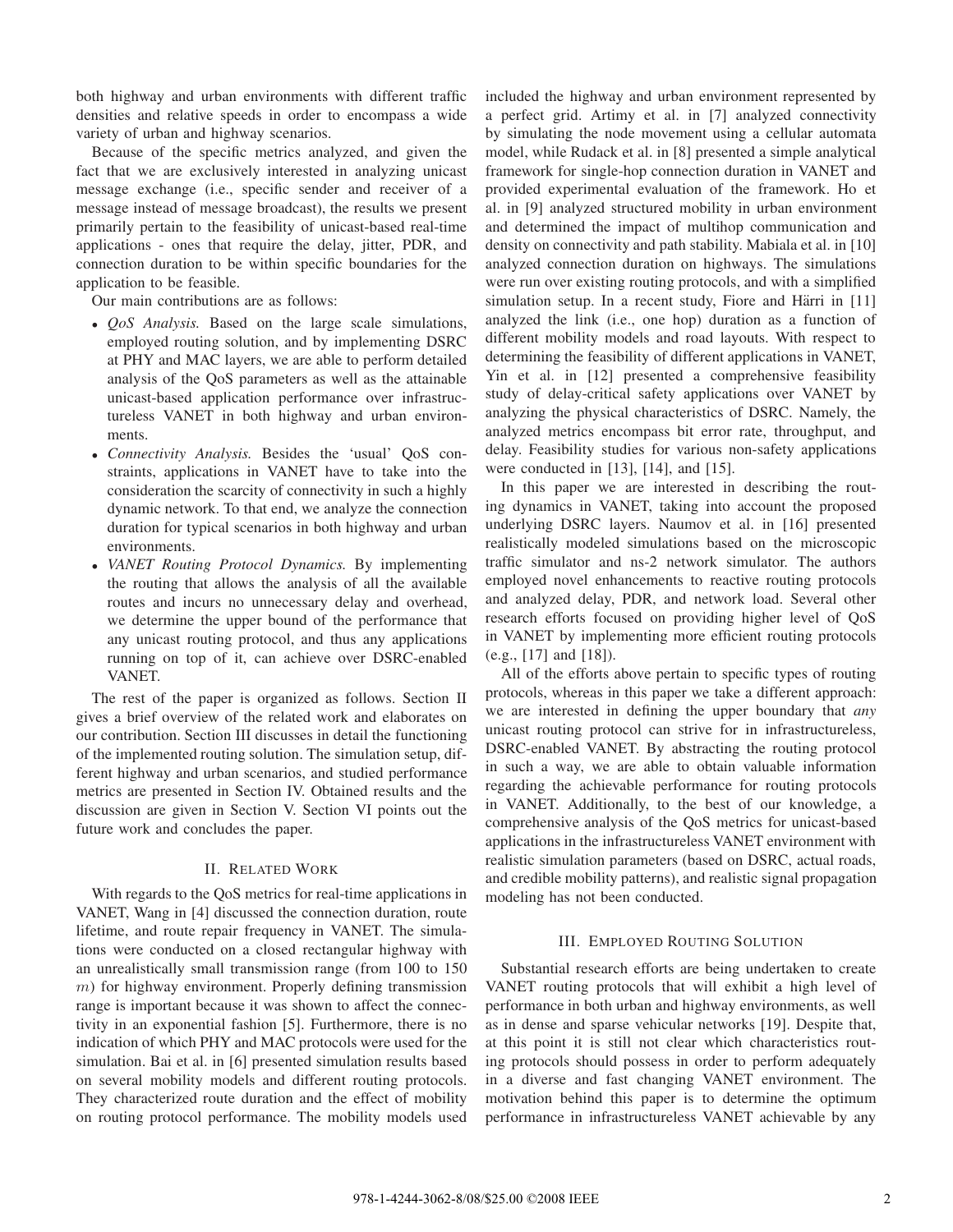both highway and urban environments with different traffic densities and relative speeds in order to encompass a wide variety of urban and highway scenarios.

Because of the specific metrics analyzed, and given the fact that we are exclusively interested in analyzing unicast message exchange (i.e., specific sender and receiver of a message instead of message broadcast), the results we present primarily pertain to the feasibility of unicast-based real-time applications - ones that require the delay, jitter, PDR, and connection duration to be within specific boundaries for the application to be feasible.

Our main contributions are as follows:

- *QoS Analysis.* Based on the large scale simulations, employed routing solution, and by implementing DSRC at PHY and MAC layers, we are able to perform detailed analysis of the QoS parameters as well as the attainable unicast-based application performance over infrastructureless VANET in both highway and urban environments.
- *Connectivity Analysis.* Besides the 'usual' QoS constraints, applications in VANET have to take into the consideration the scarcity of connectivity in such a highly dynamic network. To that end, we analyze the connection duration for typical scenarios in both highway and urban environments.
- *VANET Routing Protocol Dynamics.* By implementing the routing that allows the analysis of all the available routes and incurs no unnecessary delay and overhead, we determine the upper bound of the performance that any unicast routing protocol, and thus any applications running on top of it, can achieve over DSRC-enabled VANET.

The rest of the paper is organized as follows. Section II gives a brief overview of the related work and elaborates on our contribution. Section III discusses in detail the functioning of the implemented routing solution. The simulation setup, different highway and urban scenarios, and studied performance metrics are presented in Section IV. Obtained results and the discussion are given in Section V. Section VI points out the future work and concludes the paper.

## II. Related Work

With regards to the QoS metrics for real-time applications in VANET, Wang in [4] discussed the connection duration, route lifetime, and route repair frequency in VANET. The simulations were conducted on a closed rectangular highway with an unrealistically small transmission range (from 100 to 150 $m$) for highway environment. Properly defining transmission range is important because it was shown to affect the connectivity in an exponential fashion [5]. Furthermore, there is no indication of which PHY and MAC protocols were used for the simulation. Bai et al. in [6] presented simulation results based on several mobility models and different routing protocols. They characterized route duration and the effect of mobility on routing protocol performance. The mobility models used included the highway and urban environment represented by a perfect grid. Artimy et al. in [7] analyzed connectivity by simulating the node movement using a cellular automata model, while Rudack et al. in [8] presented a simple analytical framework for single-hop connection duration in VANET and provided experimental evaluation of the framework. Ho et al. in [9] analyzed structured mobility in urban environment and determined the impact of multihop communication and density on connectivity and path stability. Mabiala et al. in [10] analyzed connection duration on highways. The simulations were run over existing routing protocols, and with a simplified simulation setup. In a recent study, Fiore and Härri in [11] analyzed the link (i.e., one hop) duration as a function of different mobility models and road layouts. With respect to determining the feasibility of different applications in VANET, Yin et al. in [12] presented a comprehensive feasibility study of delay-critical safety applications over VANET by analyzing the physical characteristics of DSRC. Namely, the analyzed metrics encompass bit error rate, throughput, and delay. Feasibility studies for various non-safety applications were conducted in [13], [14], and [15].

In this paper we are interested in describing the routing dynamics in VANET, taking into account the proposed underlying DSRC layers. Naumov et al. in [16] presented realistically modeled simulations based on the microscopic traffic simulator and ns-2 network simulator. The authors employed novel enhancements to reactive routing protocols and analyzed delay, PDR, and network load. Several other research efforts focused on providing higher level of QoS in VANET by implementing more efficient routing protocols (e.g., [17] and [18]).

All of the efforts above pertain to specific types of routing protocols, whereas in this paper we take a different approach: we are interested in defining the upper boundary that *any* unicast routing protocol can strive for in infrastructureless, DSRC-enabled VANET. By abstracting the routing protocol in such a way, we are able to obtain valuable information regarding the achievable performance for routing protocols in VANET. Additionally, to the best of our knowledge, a comprehensive analysis of the QoS metrics for unicast-based applications in the infrastructureless VANET environment with realistic simulation parameters (based on DSRC, actual roads, and credible mobility patterns), and realistic signal propagation modeling has not been conducted.

## III. Employed Routing Solution

Substantial research efforts are being undertaken to create VANET routing protocols that will exhibit a high level of performance in both urban and highway environments, as well as in dense and sparse vehicular networks [19]. Despite that, at this point it is still not clear which characteristics routing protocols should possess in order to perform adequately in a diverse and fast changing VANET environment. The motivation behind this paper is to determine the optimum performance in infrastructureless VANET achievable by any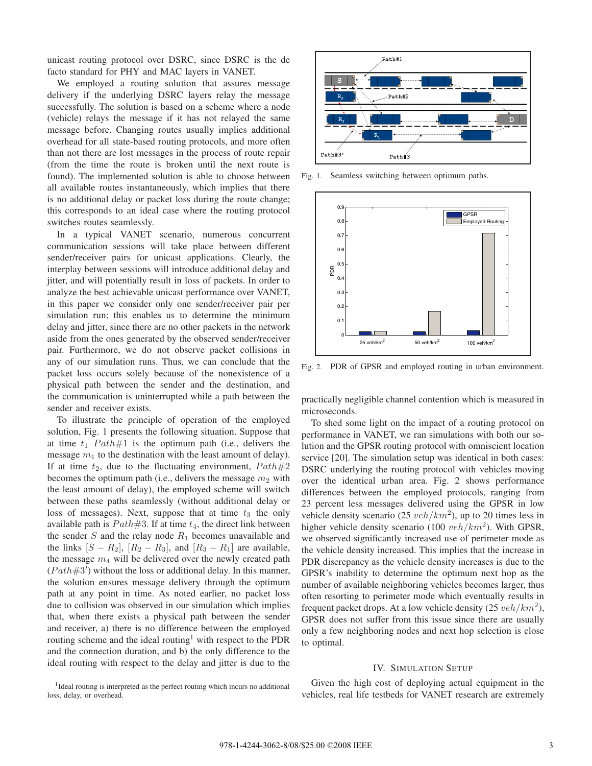unicast routing protocol over DSRC, since DSRC is the de facto standard for PHY and MAC layers in VANET.

We employed a routing solution that assures message delivery if the underlying DSRC layers relay the message successfully. The solution is based on a scheme where a node (vehicle) relays the message if it has not relayed the same message before. Changing routes usually implies additional overhead for all state-based routing protocols, and more often than not there are lost messages in the process of route repair (from the time the route is broken until the next route is found). The implemented solution is able to choose between all available routes instantaneously, which implies that there is no additional delay or packet loss during the route change; this corresponds to an ideal case where the routing protocol switches routes seamlessly.

In a typical VANET scenario, numerous concurrent communication sessions will take place between different sender/receiver pairs for unicast applications. Clearly, the interplay between sessions will introduce additional delay and jitter, and will potentially result in loss of packets. In order to analyze the best achievable unicast performance over VANET, in this paper we consider only one sender/receiver pair per simulation run; this enables us to determine the minimum delay and jitter, since there are no other packets in the network aside from the ones generated by the observed sender/receiver pair. Furthermore, we do not observe packet collisions in any of our simulation runs. Thus, we can conclude that the packet loss occurs solely because of the nonexistence of a physical path between the sender and the destination, and the communication is uninterrupted while a path between the sender and receiver exists.

To illustrate the principle of operation of the employed solution, Fig. 1 presents the following situation. Suppose that at time $t_1$ $Path\#1$ is the optimum path (i.e., delivers the message $m_1$ to the destination with the least amount of delay). If at time $t_2$, due to the fluctuating environment, $Path\#2$ becomes the optimum path (i.e., delivers the message $m_2$ with the least amount of delay), the employed scheme will switch between these paths seamlessly (without additional delay or loss of messages). Next, suppose that at time $t_3$ the only available path is $Path\#3$. If at time $t_4$, the direct link between the sender $S$ and the relay node $R_1$ becomes unavailable and the links $[S-R_2]$, $[R_2-R_3]$, and $[R_3-R_1]$ are available, the message $m_4$ will be delivered over the newly created path ($Path\#3'$) without the loss or additional delay. In this manner, the solution ensures message delivery through the optimum path at any point in time. As noted earlier, no packet loss due to collision was observed in our simulation which implies that, when there exists a physical path between the sender and receiver, a) there is no difference between the employed routing scheme and the ideal routing[1] with respect to the PDR and the connection duration, and b) the only difference to the ideal routing with respect to the delay and jitter is due to the practically negligible channel contention which is measured in microseconds.

[1] Ideal routing is interpreted as the perfect routing which incurs no additional loss, delay, or overhead.

Fig. 1. Seamless switching between optimum paths.

Fig. 2. PDR of GPSR and employed routing in urban environment.

To shed some light on the impact of a routing protocol on performance in VANET, we ran simulations with both our solution and the GPSR routing protocol with omniscient location service [20]. The simulation setup was identical in both cases: DSRC underlying the routing protocol with vehicles moving over the identical urban area. Fig. 2 shows performance differences between the employed protocols, ranging from 23 percent less messages delivered using the GPSR in low vehicle density scenario (25 $veh/km^2$), up to 20 times less in higher vehicle density scenario (100 $veh/km^2$). With GPSR, we observed significantly increased use of perimeter mode as the vehicle density increased. This implies that the increase in PDR discrepancy as the vehicle density increases is due to the GPSR's inability to determine the optimum next hop as the number of available neighboring vehicles becomes larger, thus often resorting to perimeter mode which eventually results in frequent packet drops. At a low vehicle density (25 $veh/km^2$), GPSR does not suffer from this issue since there are usually only a few neighboring nodes and next hop selection is close to optimal.

## IV. Simulation Setup

Given the high cost of deploying actual equipment in the vehicles, real life testbeds for VANET research are extremely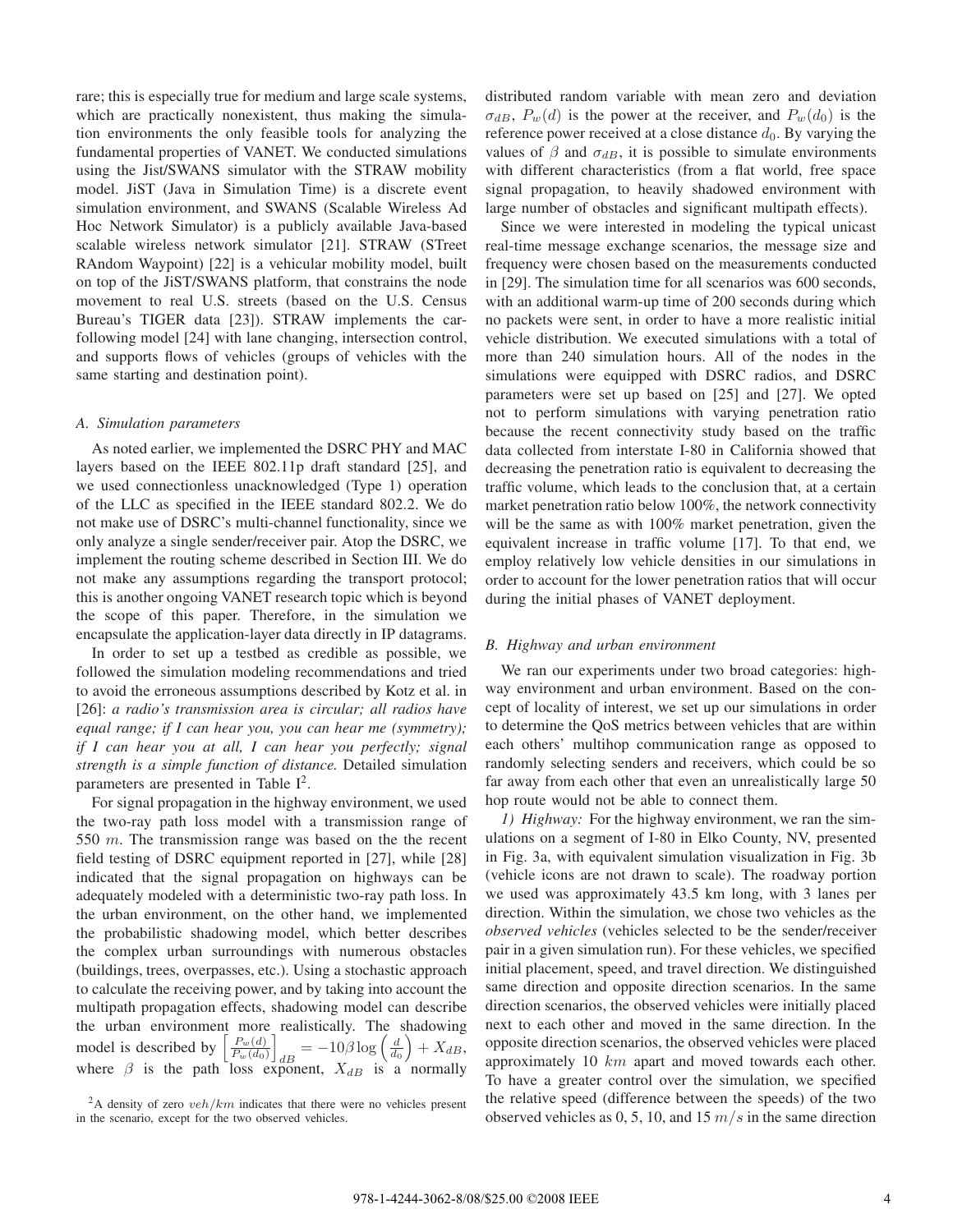rare; this is especially true for medium and large scale systems, which are practically nonexistent, thus making the simulation environments the only feasible tools for analyzing the fundamental properties of VANET. We conducted simulations using the Jist/SWANS simulator with the STRAW mobility model. JiST (Java in Simulation Time) is a discrete event simulation environment, and SWANS (Scalable Wireless Ad Hoc Network Simulator) is a publicly available Java-based scalable wireless network simulator [21]. STRAW (STreet RAndom Waypoint) [22] is a vehicular mobility model, built on top of the JiST/SWANS platform, that constrains the node movement to real U.S. streets (based on the U.S. Census Bureau's TIGER data [23]). STRAW implements the car-following model [24] with lane changing, intersection control, and supports flows of vehicles (groups of vehicles with the same starting and destination point).

### A. Simulation parameters

As noted earlier, we implemented the DSRC PHY and MAC layers based on the IEEE 802.11p draft standard [25], and we used connectionless unacknowledged (Type 1) operation of the LLC as specified in the IEEE standard 802.2. We do not make use of DSRC's multi-channel functionality, since we only analyze a single sender/receiver pair. Atop the DSRC, we implement the routing scheme described in Section III. We do not make any assumptions regarding the transport protocol; this is another ongoing VANET research topic which is beyond the scope of this paper. Therefore, in the simulation we encapsulate the application-layer data directly in IP datagrams.

In order to set up a testbed as credible as possible, we followed the simulation modeling recommendations and tried to avoid the erroneous assumptions described by Kotz et al. in [26]: *a radio's transmission area is circular; all radios have equal range; if I can hear you, you can hear me (symmetry); if I can hear you at all, I can hear you perfectly; signal strength is a simple function of distance.* Detailed simulation parameters are presented in Table I[2].

For signal propagation in the highway environment, we used the two-ray path loss model with a transmission range of 550 $m$. The transmission range was based on the the recent field testing of DSRC equipment reported in [27], while [28] indicated that the signal propagation on highways can be adequately modeled with a deterministic two-ray path loss. In the urban environment, on the other hand, we implemented the probabilistic shadowing model, which better describes the complex urban surroundings with numerous obstacles (buildings, trees, overpasses, etc.). Using a stochastic approach to calculate the receiving power, and by taking into account the multipath propagation effects, shadowing model can describe the urban environment more realistically. The shadowing model is described by $\left[\frac{P_w(d)}{P_w(d_0)}\right]_{dB} = -10\beta \log\left(\frac{d}{d_0}\right) + X_{dB}$, where $\beta$ is the path loss exponent, $X_{dB}$ is a normally distributed random variable with mean zero and deviation $\sigma_{dB}$, $P_w(d)$ is the power at the receiver, and $P_w(d_0)$ is the reference power received at a close distance $d_0$. By varying the values of $\beta$ and $\sigma_{dB}$, it is possible to simulate environments with different characteristics (from a flat world, free space signal propagation, to heavily shadowed environment with large number of obstacles and significant multipath effects).

Since we were interested in modeling the typical unicast real-time message exchange scenarios, the message size and frequency were chosen based on the measurements conducted in [29]. The simulation time for all scenarios was 600 seconds, with an additional warm-up time of 200 seconds during which no packets were sent, in order to have a more realistic initial vehicle distribution. We executed simulations with a total of more than 240 simulation hours. All of the nodes in the simulations were equipped with DSRC radios, and DSRC parameters were set up based on [25] and [27]. We opted not to perform simulations with varying penetration ratio because the recent connectivity study based on the traffic data collected from interstate I-80 in California showed that decreasing the penetration ratio is equivalent to decreasing the traffic volume, which leads to the conclusion that, at a certain market penetration ratio below 100%, the network connectivity will be the same as with 100% market penetration, given the equivalent increase in traffic volume [17]. To that end, we employ relatively low vehicle densities in our simulations in order to account for the lower penetration ratios that will occur during the initial phases of VANET deployment.

### B. Highway and urban environment

We ran our experiments under two broad categories: highway environment and urban environment. Based on the concept of locality of interest, we set up our simulations in order to determine the QoS metrics between vehicles that are within each others' multihop communication range as opposed to randomly selecting senders and receivers, which could be so far away from each other that even an unrealistically large 50 hop route would not be able to connect them.

*1) Highway:* For the highway environment, we ran the simulations on a segment of I-80 in Elko County, NV, presented in Fig. 3a, with equivalent simulation visualization in Fig. 3b (vehicle icons are not drawn to scale). The roadway portion we used was approximately 43.5 km long, with 3 lanes per direction. Within the simulation, we chose two vehicles as the *observed vehicles* (vehicles selected to be the sender/receiver pair in a given simulation run). For these vehicles, we specified initial placement, speed, and travel direction. We distinguished same direction and opposite direction scenarios. In the same direction scenarios, the observed vehicles were initially placed next to each other and moved in the same direction. In the opposite direction scenarios, the observed vehicles were placed approximately 10 $km$ apart and moved towards each other. To have a greater control over the simulation, we specified the relative speed (difference between the speeds) of the two observed vehicles as 0, 5, 10, and 15 $m/s$ in the same direction

[2] A density of zero $veh/km$ indicates that there were no vehicles present in the scenario, except for the two observed vehicles.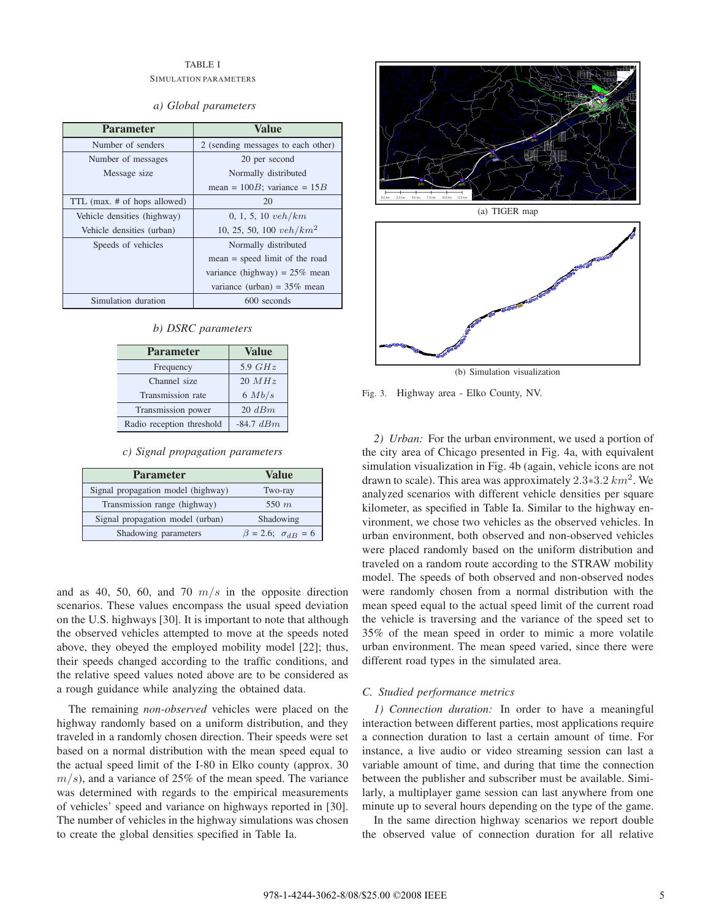TABLE I
SIMULATION PARAMETERS

*a) Global parameters*

| Parameter | Value |
|---|---|
| Number of senders | 2 (sending messages to each other) |
| Number of messages | 20 per second |
| Message size | Normally distributed |
| | mean = $100B$; variance = $15B$ |
| TTL (max. # of hops allowed) | 20 |
| Vehicle densities (highway) | 0, 1, 5, 10 $veh/km$ |
| Vehicle densities (urban) | 10, 25, 50, 100 $veh/km^2$ |
| Speeds of vehicles | Normally distributed |
| | mean = speed limit of the road |
| | variance (highway) = 25% mean |
| | variance (urban) = 35% mean |
| Simulation duration | 600 seconds |

*b) DSRC parameters*

| Parameter | Value |
|---|---|
| Frequency | 5.9 $GHz$ |
| Channel size | 20 $MHz$ |
| Transmission rate | 6 $Mb/s$ |
| Transmission power | 20 $dBm$ |
| Radio reception threshold | -84.7 $dBm$ |

*c) Signal propagation parameters*

| Parameter | Value |
|---|---|
| Signal propagation model (highway) | Two-ray |
| Transmission range (highway) | 550 $m$ |
| Signal propagation model (urban) | Shadowing |
| Shadowing parameters | $\beta$ = 2.6; $\sigma_{dB}$ = 6 |

and as 40, 50, 60, and 70 $m/s$ in the opposite direction scenarios. These values encompass the usual speed deviation on the U.S. highways [30]. It is important to note that although the observed vehicles attempted to move at the speeds noted above, they obeyed the employed mobility model [22]; thus, their speeds changed according to the traffic conditions, and the relative speed values noted above are to be considered as a rough guidance while analyzing the obtained data.

The remaining *non-observed* vehicles were placed on the highway randomly based on a uniform distribution, and they traveled in a randomly chosen direction. Their speeds were set based on a normal distribution with the mean speed equal to the actual speed limit of the I-80 in Elko county (approx. 30 $m/s$), and a variance of 25% of the mean speed. The variance was determined with regards to the empirical measurements of vehicles' speed and variance on highways reported in [30]. The number of vehicles in the highway simulations was chosen to create the global densities specified in Table Ia.

(a) TIGER map

(b) Simulation visualization

Fig. 3. Highway area - Elko County, NV.

*2) Urban:* For the urban environment, we used a portion of the city area of Chicago presented in Fig. 4a, with equivalent simulation visualization in Fig. 4b (again, vehicle icons are not drawn to scale). This area was approximately $2.3{*}3.2\ km^2$. We analyzed scenarios with different vehicle densities per square kilometer, as specified in Table Ia. Similar to the highway environment, we chose two vehicles as the observed vehicles. In urban environment, both observed and non-observed vehicles were placed randomly based on the uniform distribution and traveled on a random route according to the STRAW mobility model. The speeds of both observed and non-observed nodes were randomly chosen from a normal distribution with the mean speed equal to the actual speed limit of the current road the vehicle is traversing and the variance of the speed set to 35% of the mean speed in order to mimic a more volatile urban environment. The mean speed varied, since there were different road types in the simulated area.

### C. Studied performance metrics

*1) Connection duration:* In order to have a meaningful interaction between different parties, most applications require a connection duration to last a certain amount of time. For instance, a live audio or video streaming session can last a variable amount of time, and during that time the connection between the publisher and subscriber must be available. Similarly, a multiplayer game session can last anywhere from one minute up to several hours depending on the type of the game.

In the same direction highway scenarios we report double the observed value of connection duration for all relative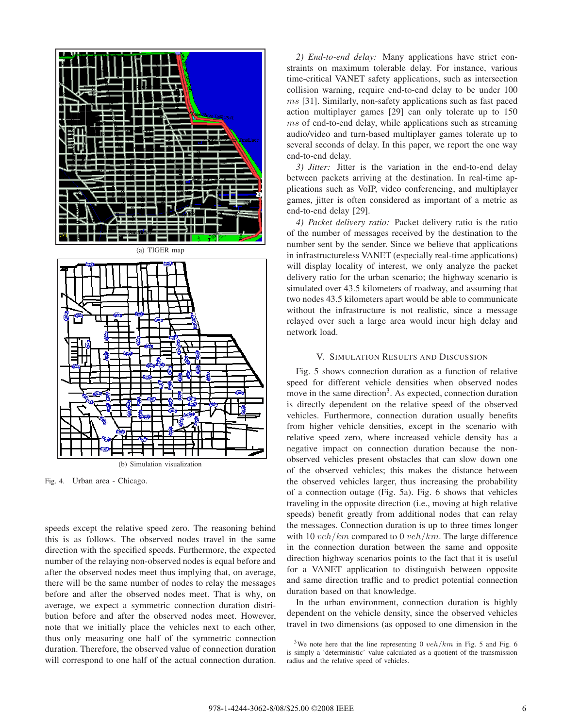(a) TIGER map

(b) Simulation visualization

Fig. 4. Urban area - Chicago.

speeds except the relative speed zero. The reasoning behind this is as follows. The observed nodes travel in the same direction with the specified speeds. Furthermore, the expected number of the relaying non-observed nodes is equal before and after the observed nodes meet thus implying that, on average, there will be the same number of nodes to relay the messages before and after the observed nodes meet. That is why, on average, we expect a symmetric connection duration distribution before and after the observed nodes meet. However, note that we initially place the vehicles next to each other, thus only measuring one half of the symmetric connection duration. Therefore, the observed value of connection duration will correspond to one half of the actual connection duration.

*2) End-to-end delay:* Many applications have strict constraints on maximum tolerable delay. For instance, various time-critical VANET safety applications, such as intersection collision warning, require end-to-end delay to be under 100 $ms$ [31]. Similarly, non-safety applications such as fast paced action multiplayer games [29] can only tolerate up to 150 $ms$ of end-to-end delay, while applications such as streaming audio/video and turn-based multiplayer games tolerate up to several seconds of delay. In this paper, we report the one way end-to-end delay.

*3) Jitter:* Jitter is the variation in the end-to-end delay between packets arriving at the destination. In real-time applications such as VoIP, video conferencing, and multiplayer games, jitter is often considered as important of a metric as end-to-end delay [29].

*4) Packet delivery ratio:* Packet delivery ratio is the ratio of the number of messages received by the destination to the number sent by the sender. Since we believe that applications in infrastructureless VANET (especially real-time applications) will display locality of interest, we only analyze the packet delivery ratio for the urban scenario; the highway scenario is simulated over 43.5 kilometers of roadway, and assuming that two nodes 43.5 kilometers apart would be able to communicate without the infrastructure is not realistic, since a message relayed over such a large area would incur high delay and network load.

## V. Simulation Results and Discussion

Fig. 5 shows connection duration as a function of relative speed for different vehicle densities when observed nodes move in the same direction[3]. As expected, connection duration is directly dependent on the relative speed of the observed vehicles. Furthermore, connection duration usually benefits from higher vehicle densities, except in the scenario with relative speed zero, where increased vehicle density has a negative impact on connection duration because the non-observed vehicles present obstacles that can slow down one of the observed vehicles; this makes the distance between the observed vehicles larger, thus increasing the probability of a connection outage (Fig. 5a). Fig. 6 shows that vehicles traveling in the opposite direction (i.e., moving at high relative speeds) benefit greatly from additional nodes that can relay the messages. Connection duration is up to three times longer with 10 $veh/km$ compared to 0 $veh/km$. The large difference in the connection duration between the same and opposite direction highway scenarios points to the fact that it is useful for a VANET application to distinguish between opposite and same direction traffic and to predict potential connection duration based on that knowledge.

In the urban environment, connection duration is highly dependent on the vehicle density, since the observed vehicles travel in two dimensions (as opposed to one dimension in the

[3]We note here that the line representing 0 $veh/km$ in Fig. 5 and Fig. 6 is simply a 'deterministic' value calculated as a quotient of the transmission radius and the relative speed of vehicles.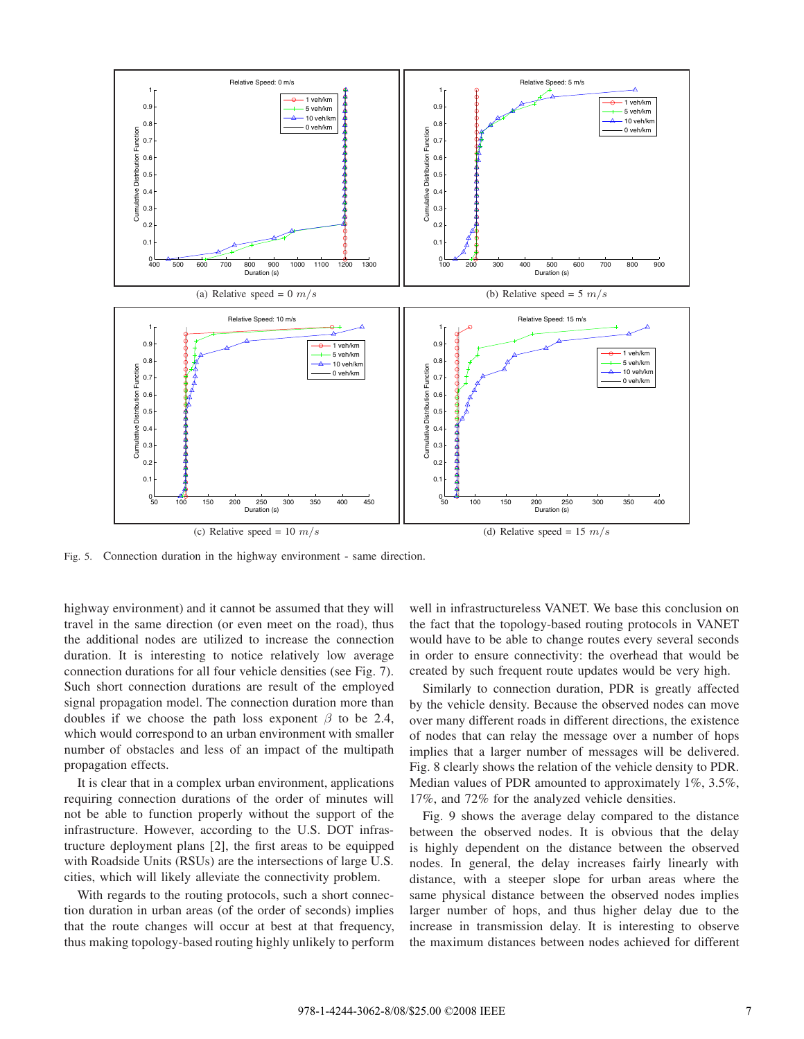Relative Speed: 0 m/s

1 veh/km
5 veh/km
10 veh/km
0 veh/km

Cumulative Distribution Function

Duration (s)

(a) Relative speed = 0 $m/s$

Relative Speed: 5 m/s

1 veh/km
5 veh/km
10 veh/km
0 veh/km

Cumulative Distribution Function

Duration (s)

(b) Relative speed = 5 $m/s$

Relative Speed: 10 m/s

1 veh/km
5 veh/km
10 veh/km
0 veh/km

Cumulative Distribution Function

Duration (s)

(c) Relative speed = 10 $m/s$

Relative Speed: 15 m/s

1 veh/km
5 veh/km
10 veh/km
0 veh/km

Cumulative Distribution Function

Duration (s)

(d) Relative speed = 15 $m/s$

Fig. 5. Connection duration in the highway environment - same direction.

highway environment) and it cannot be assumed that they will travel in the same direction (or even meet on the road), thus the additional nodes are utilized to increase the connection duration. It is interesting to notice relatively low average connection durations for all four vehicle densities (see Fig. 7). Such short connection durations are result of the employed signal propagation model. The connection duration more than doubles if we choose the path loss exponent $\beta$ to be 2.4, which would correspond to an urban environment with smaller number of obstacles and less of an impact of the multipath propagation effects.

It is clear that in a complex urban environment, applications requiring connection durations of the order of minutes will not be able to function properly without the support of the infrastructure. However, according to the U.S. DOT infrastructure deployment plans [2], the first areas to be equipped with Roadside Units (RSUs) are the intersections of large U.S. cities, which will likely alleviate the connectivity problem.

With regards to the routing protocols, such a short connection duration in urban areas (of the order of seconds) implies that the route changes will occur at best at that frequency, thus making topology-based routing highly unlikely to perform well in infrastructureless VANET. We base this conclusion on the fact that the topology-based routing protocols in VANET would have to be able to change routes every several seconds in order to ensure connectivity: the overhead that would be created by such frequent route updates would be very high.

Similarly to connection duration, PDR is greatly affected by the vehicle density. Because the observed nodes can move over many different roads in different directions, the existence of nodes that can relay the message over a number of hops implies that a larger number of messages will be delivered. Fig. 8 clearly shows the relation of the vehicle density to PDR. Median values of PDR amounted to approximately 1%, 3.5%, 17%, and 72% for the analyzed vehicle densities.

Fig. 9 shows the average delay compared to the distance between the observed nodes. It is obvious that the delay is highly dependent on the distance between the observed nodes. In general, the delay increases fairly linearly with distance, with a steeper slope for urban areas where the same physical distance between the observed nodes implies larger number of hops, and thus higher delay due to the increase in transmission delay. It is interesting to observe the maximum distances between nodes achieved for different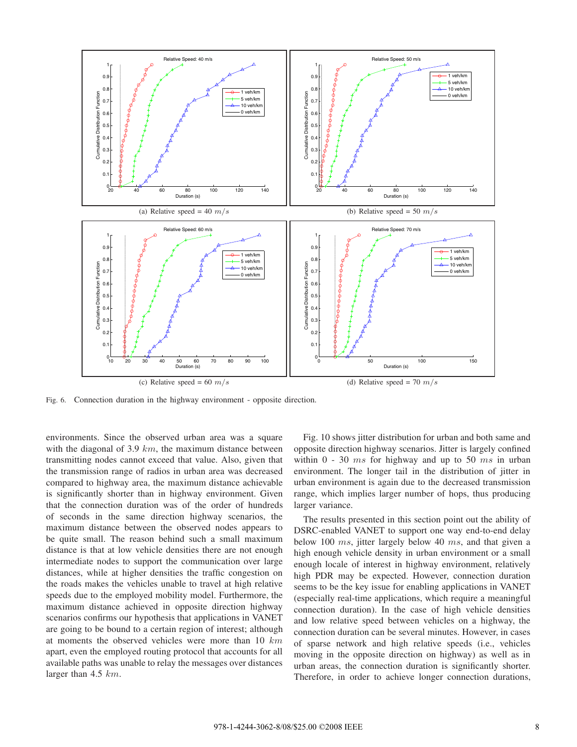Relative Speed: 40 m/s

Cumulative Distribution Function

Duration (s)

1 veh/km
5 veh/km
10 veh/km
0 veh/km

(a) Relative speed = 40 $m/s$

Relative Speed: 50 m/s

Cumulative Distribution Function

Duration (s)

1 veh/km
5 veh/km
10 veh/km
0 veh/km

(b) Relative speed = 50 $m/s$

Relative Speed: 60 m/s

Cumulative Distribution Function

Duration (s)

1 veh/km
5 veh/km
10 veh/km
0 veh/km

(c) Relative speed = 60 $m/s$

Relative Speed: 70 m/s

Cumulative Distribution Function

Duration (s)

1 veh/km
5 veh/km
10 veh/km
0 veh/km

(d) Relative speed = 70 $m/s$

Fig. 6. Connection duration in the highway environment - opposite direction.

environments. Since the observed urban area was a square with the diagonal of 3.9 $km$, the maximum distance between transmitting nodes cannot exceed that value. Also, given that the transmission range of radios in urban area was decreased compared to highway area, the maximum distance achievable is significantly shorter than in highway environment. Given that the connection duration was of the order of hundreds of seconds in the same direction highway scenarios, the maximum distance between the observed nodes appears to be quite small. The reason behind such a small maximum distance is that at low vehicle densities there are not enough intermediate nodes to support the communication over large distances, while at higher densities the traffic congestion on the roads makes the vehicles unable to travel at high relative speeds due to the employed mobility model. Furthermore, the maximum distance achieved in opposite direction highway scenarios confirms our hypothesis that applications in VANET are going to be bound to a certain region of interest; although at moments the observed vehicles were more than 10 $km$ apart, even the employed routing protocol that accounts for all available paths was unable to relay the messages over distances larger than 4.5 $km$.

Fig. 10 shows jitter distribution for urban and both same and opposite direction highway scenarios. Jitter is largely confined within 0 - 30 $ms$ for highway and up to 50 $ms$ in urban environment. The longer tail in the distribution of jitter in urban environment is again due to the decreased transmission range, which implies larger number of hops, thus producing larger variance.

The results presented in this section point out the ability of DSRC-enabled VANET to support one way end-to-end delay below 100 $ms$, jitter largely below 40 $ms$, and that given a high enough vehicle density in urban environment or a small enough locale of interest in highway environment, relatively high PDR may be expected. However, connection duration seems to be the key issue for enabling applications in VANET (especially real-time applications, which require a meaningful connection duration). In the case of high vehicle densities and low relative speed between vehicles on a highway, the connection duration can be several minutes. However, in cases of sparse network and high relative speeds (i.e., vehicles moving in the opposite direction on highway) as well as in urban areas, the connection duration is significantly shorter. Therefore, in order to achieve longer connection durations,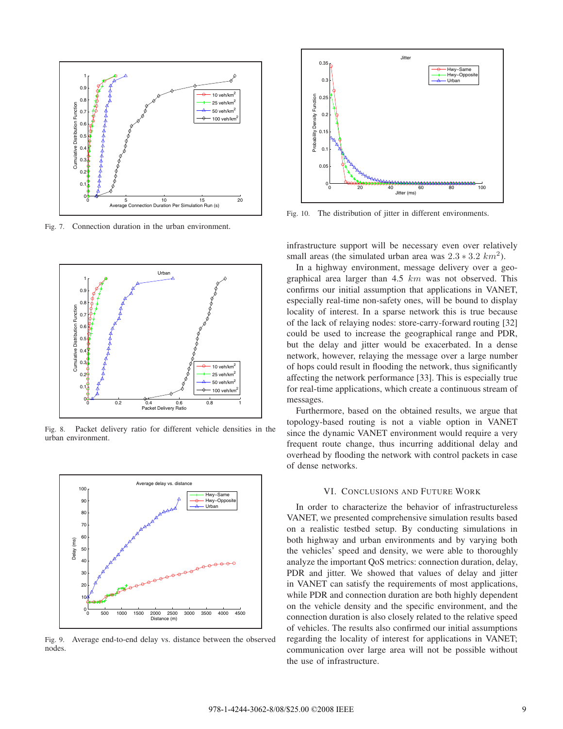Cumulative Distribution Function

Average Connection Duration Per Simulation Run (s)

10 veh/km$^2$
25 veh/km$^2$
50 veh/km$^2$
100 veh/km$^2$

0 5 10 15 20

0 0.1 0.2 0.3 0.4 0.5 0.6 0.7 0.8 0.9 1

Fig. 7. Connection duration in the urban environment.

Urban

Cumulative Distribution Function

Packet Delivery Ratio

10 veh/km$^2$
25 veh/km$^2$
50 veh/km$^2$
100 veh/km$^2$

0 0.2 0.4 0.6 0.8 1

0 0.1 0.2 0.3 0.4 0.5 0.6 0.7 0.8 0.9 1

Fig. 8. Packet delivery ratio for different vehicle densities in the urban environment.

Average delay vs. distance

Delay (ms)

Distance (m)

Hwy−Same
Hwy−Opposite
Urban

0 500 1000 1500 2000 2500 3000 3500 4000 4500

0 10 20 30 40 50 60 70 80 90 100

Fig. 9. Average end-to-end delay vs. distance between the observed nodes.

Jitter

Probability Density Function

Jitter (ms)

Hwy−Same
Hwy−Opposite
Urban

0 20 40 60 80 100

0 0.05 0.1 0.15 0.2 0.25 0.3 0.35

Fig. 10. The distribution of jitter in different environments.

infrastructure support will be necessary even over relatively small areas (the simulated urban area was $2.3 * 3.2\ km^2$).

In a highway environment, message delivery over a geographical area larger than 4.5 $km$ was not observed. This confirms our initial assumption that applications in VANET, especially real-time non-safety ones, will be bound to display locality of interest. In a sparse network this is true because of the lack of relaying nodes: store-carry-forward routing [32] could be used to increase the geographical range and PDR, but the delay and jitter would be exacerbated. In a dense network, however, relaying the message over a large number of hops could result in flooding the network, thus significantly affecting the network performance [33]. This is especially true for real-time applications, which create a continuous stream of messages.

Furthermore, based on the obtained results, we argue that topology-based routing is not a viable option in VANET since the dynamic VANET environment would require a very frequent route change, thus incurring additional delay and overhead by flooding the network with control packets in case of dense networks.

## VI. Conclusions and Future Work

In order to characterize the behavior of infrastructureless VANET, we presented comprehensive simulation results based on a realistic testbed setup. By conducting simulations in both highway and urban environments and by varying both the vehicles' speed and density, we were able to thoroughly analyze the important QoS metrics: connection duration, delay, PDR and jitter. We showed that values of delay and jitter in VANET can satisfy the requirements of most applications, while PDR and connection duration are both highly dependent on the vehicle density and the specific environment, and the connection duration is also closely related to the relative speed of vehicles. The results also confirmed our initial assumptions regarding the locality of interest for applications in VANET; communication over large area will not be possible without the use of infrastructure.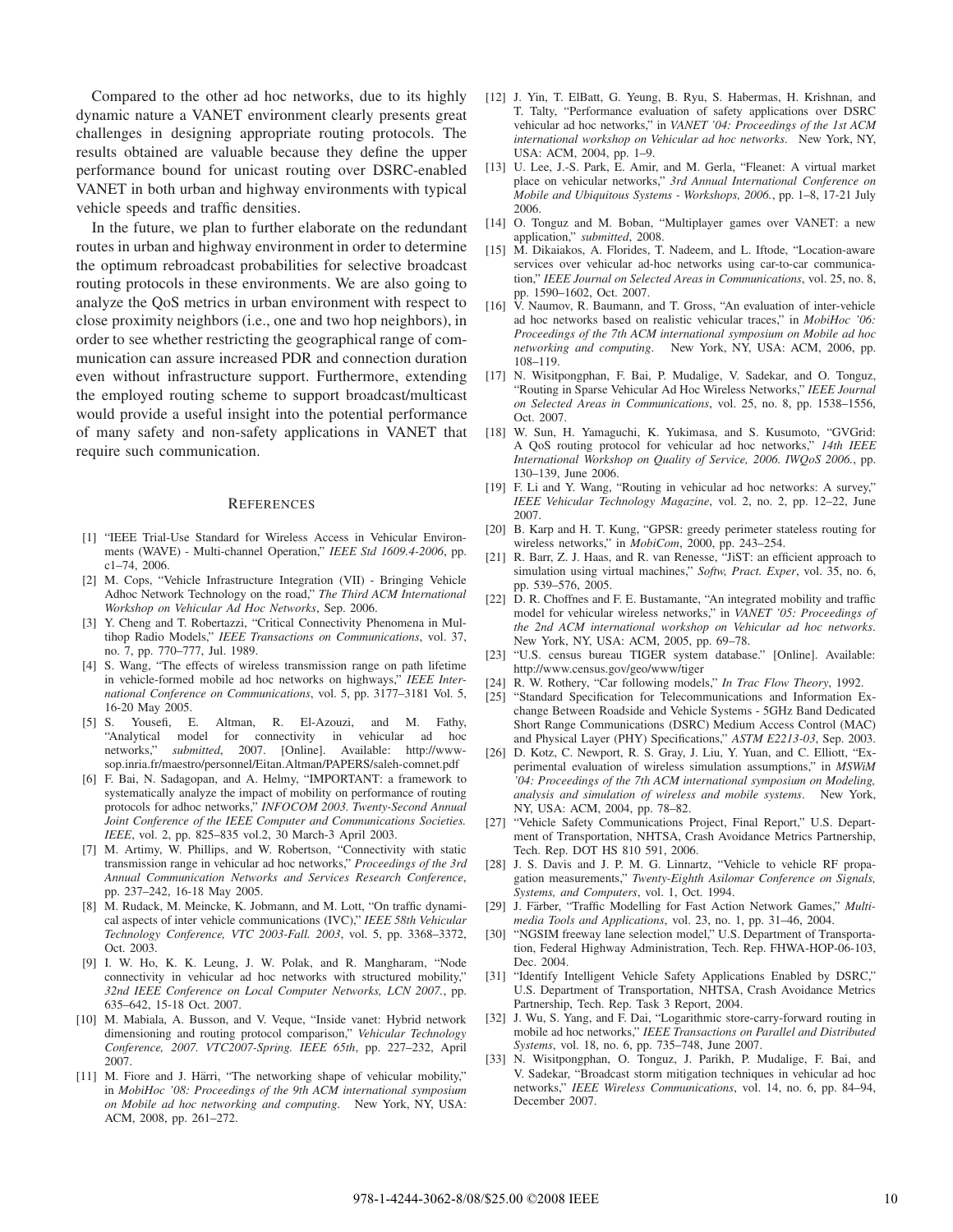Compared to the other ad hoc networks, due to its highly dynamic nature a VANET environment clearly presents great challenges in designing appropriate routing protocols. The results obtained are valuable because they define the upper performance bound for unicast routing over DSRC-enabled VANET in both urban and highway environments with typical vehicle speeds and traffic densities.

In the future, we plan to further elaborate on the redundant routes in urban and highway environment in order to determine the optimum rebroadcast probabilities for selective broadcast routing protocols in these environments. We are also going to analyze the QoS metrics in urban environment with respect to close proximity neighbors (i.e., one and two hop neighbors), in order to see whether restricting the geographical range of communication can assure increased PDR and connection duration even without infrastructure support. Furthermore, extending the employed routing scheme to support broadcast/multicast would provide a useful insight into the potential performance of many safety and non-safety applications in VANET that require such communication.

## References

[1] "IEEE Trial-Use Standard for Wireless Access in Vehicular Environments (WAVE) - Multi-channel Operation," *IEEE Std 1609.4-2006*, pp. c1–74, 2006.

[2] M. Cops, "Vehicle Infrastructure Integration (VII) - Bringing Vehicle Adhoc Network Technology on the road," *The Third ACM International Workshop on Vehicular Ad Hoc Networks*, Sep. 2006.

[3] Y. Cheng and T. Robertazzi, "Critical Connectivity Phenomena in Multihop Radio Models," *IEEE Transactions on Communications*, vol. 37, no. 7, pp. 770–777, Jul. 1989.

[4] S. Wang, "The effects of wireless transmission range on path lifetime in vehicle-formed mobile ad hoc networks on highways," *IEEE International Conference on Communications*, vol. 5, pp. 3177–3181 Vol. 5, 16-20 May 2005.

[5] S. Yousefi, E. Altman, R. El-Azouzi, and M. Fathy, "Analytical model for connectivity in vehicular ad hoc networks," *submitted*, 2007. [Online]. Available: http://www-sop.inria.fr/maestro/personnel/Eitan.Altman/PAPERS/saleh-comnet.pdf

[6] F. Bai, N. Sadagopan, and A. Helmy, "IMPORTANT: a framework to systematically analyze the impact of mobility on performance of routing protocols for adhoc networks," *INFOCOM 2003. Twenty-Second Annual Joint Conference of the IEEE Computer and Communications Societies. IEEE*, vol. 2, pp. 825–835 vol.2, 30 March-3 April 2003.

[7] M. Artimy, W. Phillips, and W. Robertson, "Connectivity with static transmission range in vehicular ad hoc networks," *Proceedings of the 3rd Annual Communication Networks and Services Research Conference*, pp. 237–242, 16-18 May 2005.

[8] M. Rudack, M. Meincke, K. Jobmann, and M. Lott, "On traffic dynamical aspects of inter vehicle communications (IVC)," *IEEE 58th Vehicular Technology Conference, VTC 2003-Fall. 2003*, vol. 5, pp. 3368–3372, Oct. 2003.

[9] I. W. Ho, K. K. Leung, J. W. Polak, and R. Mangharam, "Node connectivity in vehicular ad hoc networks with structured mobility," *32nd IEEE Conference on Local Computer Networks, LCN 2007.*, pp. 635–642, 15-18 Oct. 2007.

[10] M. Mabiala, A. Busson, and V. Veque, "Inside vanet: Hybrid network dimensioning and routing protocol comparison," *Vehicular Technology Conference, 2007. VTC2007-Spring. IEEE 65th*, pp. 227–232, April 2007.

[11] M. Fiore and J. Härri, "The networking shape of vehicular mobility," in *MobiHoc '08: Proceedings of the 9th ACM international symposium on Mobile ad hoc networking and computing*. New York, NY, USA: ACM, 2008, pp. 261–272.

[12] J. Yin, T. ElBatt, G. Yeung, B. Ryu, S. Habermas, H. Krishnan, and T. Talty, "Performance evaluation of safety applications over DSRC vehicular ad hoc networks," in *VANET '04: Proceedings of the 1st ACM international workshop on Vehicular ad hoc networks*. New York, NY, USA: ACM, 2004, pp. 1–9.

[13] U. Lee, J.-S. Park, E. Amir, and M. Gerla, "Fleanet: A virtual market place on vehicular networks," *3rd Annual International Conference on Mobile and Ubiquitous Systems - Workshops, 2006.*, pp. 1–8, 17-21 July 2006.

[14] O. Tonguz and M. Boban, "Multiplayer games over VANET: a new application," *submitted*, 2008.

[15] M. Dikaiakos, A. Florides, T. Nadeem, and L. Iftode, "Location-aware services over vehicular ad-hoc networks using car-to-car communication," *IEEE Journal on Selected Areas in Communications*, vol. 25, no. 8, pp. 1590–1602, Oct. 2007.

[16] V. Naumov, R. Baumann, and T. Gross, "An evaluation of inter-vehicle ad hoc networks based on realistic vehicular traces," in *MobiHoc '06: Proceedings of the 7th ACM international symposium on Mobile ad hoc networking and computing*. New York, NY, USA: ACM, 2006, pp. 108–119.

[17] N. Wisitpongphan, F. Bai, P. Mudalige, V. Sadekar, and O. Tonguz, "Routing in Sparse Vehicular Ad Hoc Wireless Networks," *IEEE Journal on Selected Areas in Communications*, vol. 25, no. 8, pp. 1538–1556, Oct. 2007.

[18] W. Sun, H. Yamaguchi, K. Yukimasa, and S. Kusumoto, "GVGrid: A QoS routing protocol for vehicular ad hoc networks," *14th IEEE International Workshop on Quality of Service, 2006. IWQoS 2006.*, pp. 130–139, June 2006.

[19] F. Li and Y. Wang, "Routing in vehicular ad hoc networks: A survey," *IEEE Vehicular Technology Magazine*, vol. 2, no. 2, pp. 12–22, June 2007.

[20] B. Karp and H. T. Kung, "GPSR: greedy perimeter stateless routing for wireless networks," in *MobiCom*, 2000, pp. 243–254.

[21] R. Barr, Z. J. Haas, and R. van Renesse, "JiST: an efficient approach to simulation using virtual machines," *Softw, Pract. Exper*, vol. 35, no. 6, pp. 539–576, 2005.

[22] D. R. Choffnes and F. E. Bustamante, "An integrated mobility and traffic model for vehicular wireless networks," in *VANET '05: Proceedings of the 2nd ACM international workshop on Vehicular ad hoc networks*. New York, NY, USA: ACM, 2005, pp. 69–78.

[23] "U.S. census bureau TIGER system database." [Online]. Available: http://www.census.gov/geo/www/tiger

[24] R. W. Rothery, "Car following models," *In Trac Flow Theory*, 1992.

[25] "Standard Specification for Telecommunications and Information Exchange Between Roadside and Vehicle Systems - 5GHz Band Dedicated Short Range Communications (DSRC) Medium Access Control (MAC) and Physical Layer (PHY) Specifications," *ASTM E2213-03*, Sep. 2003.

[26] D. Kotz, C. Newport, R. S. Gray, J. Liu, Y. Yuan, and C. Elliott, "Experimental evaluation of wireless simulation assumptions," in *MSWiM '04: Proceedings of the 7th ACM international symposium on Modeling, analysis and simulation of wireless and mobile systems*. New York, NY, USA: ACM, 2004, pp. 78–82.

[27] "Vehicle Safety Communications Project, Final Report," U.S. Department of Transportation, NHTSA, Crash Avoidance Metrics Partnership, Tech. Rep. DOT HS 810 591, 2006.

[28] J. S. Davis and J. P. M. G. Linnartz, "Vehicle to vehicle RF propagation measurements," *Twenty-Eighth Asilomar Conference on Signals, Systems, and Computers*, vol. 1, Oct. 1994.

[29] J. Färber, "Traffic Modelling for Fast Action Network Games," *Multimedia Tools and Applications*, vol. 23, no. 1, pp. 31–46, 2004.

[30] "NGSIM freeway lane selection model," U.S. Department of Transportation, Federal Highway Administration, Tech. Rep. FHWA-HOP-06-103, Dec. 2004.

[31] "Identify Intelligent Vehicle Safety Applications Enabled by DSRC," U.S. Department of Transportation, NHTSA, Crash Avoidance Metrics Partnership, Tech. Rep. Task 3 Report, 2004.

[32] J. Wu, S. Yang, and F. Dai, "Logarithmic store-carry-forward routing in mobile ad hoc networks," *IEEE Transactions on Parallel and Distributed Systems*, vol. 18, no. 6, pp. 735–748, June 2007.

[33] N. Wisitpongphan, O. Tonguz, J. Parikh, P. Mudalige, F. Bai, and V. Sadekar, "Broadcast storm mitigation techniques in vehicular ad hoc networks," *IEEE Wireless Communications*, vol. 14, no. 6, pp. 84–94, December 2007.